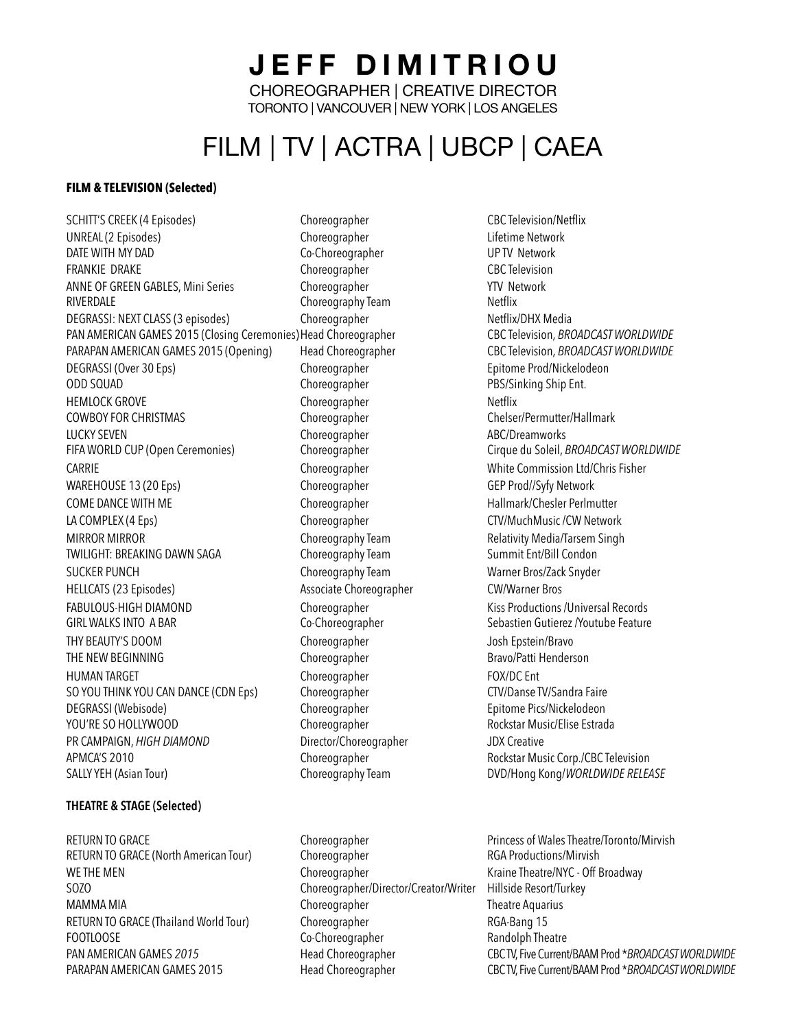# JEFF DIMITRIOU

CHOREOGRAPHER | CREATIVE DIRECTOR
TORONTO | VANCOUVER | NEW YORK | LOS ANGELES

## FILM | TV | ACTRA | UBCP | CAEA

**FILM & TELEVISION (Selected)**

| | | |
|---|---|---|
| SCHITT'S CREEK (4 Episodes) | Choreographer | CBC Television/Netflix |
| UNREAL (2 Episodes) | Choreographer | Lifetime Network |
| DATE WITH MY DAD | Co-Choreographer | UP TV Network |
| FRANKIE DRAKE | Choreographer | CBC Television |
| ANNE OF GREEN GABLES, Mini Series | Choreographer | YTV Network |
| RIVERDALE | Choreography Team | Netflix |
| DEGRASSI: NEXT CLASS (3 episodes) | Choreographer | Netflix/DHX Media |
| PAN AMERICAN GAMES 2015 (Closing Ceremonies) | Head Choreographer | CBC Television, *BROADCAST WORLDWIDE* |
| PARAPAN AMERICAN GAMES 2015 (Opening) | Head Choreographer | CBC Television, *BROADCAST WORLDWIDE* |
| DEGRASSI (Over 30 Eps) | Choreographer | Epitome Prod/Nickelodeon |
| ODD SQUAD | Choreographer | PBS/Sinking Ship Ent. |
| HEMLOCK GROVE | Choreographer | Netflix |
| COWBOY FOR CHRISTMAS | Choreographer | Chelser/Permutter/Hallmark |
| LUCKY SEVEN | Choreographer | ABC/Dreamworks |
| FIFA WORLD CUP (Open Ceremonies) | Choreographer | Cirque du Soleil, *BROADCAST WORLDWIDE* |
| CARRIE | Choreographer | White Commission Ltd/Chris Fisher |
| WAREHOUSE 13 (20 Eps) | Choreographer | GEP Prod//Syfy Network |
| COME DANCE WITH ME | Choreographer | Hallmark/Chesler Perlmutter |
| LA COMPLEX (4 Eps) | Choreographer | CTV/MuchMusic /CW Network |
| MIRROR MIRROR | Choreography Team | Relativity Media/Tarsem Singh |
| TWILIGHT: BREAKING DAWN SAGA | Choreography Team | Summit Ent/Bill Condon |
| SUCKER PUNCH | Choreography Team | Warner Bros/Zack Snyder |
| HELLCATS (23 Episodes) | Associate Choreographer | CW/Warner Bros |
| FABULOUS-HIGH DIAMOND | Choreographer | Kiss Productions /Universal Records |
| GIRL WALKS INTO A BAR | Co-Choreographer | Sebastien Gutierez /Youtube Feature |
| THY BEAUTY'S DOOM | Choreographer | Josh Epstein/Bravo |
| THE NEW BEGINNING | Choreographer | Bravo/Patti Henderson |
| HUMAN TARGET | Choreographer | FOX/DC Ent |
| SO YOU THINK YOU CAN DANCE (CDN Eps) | Choreographer | CTV/Danse TV/Sandra Faire |
| DEGRASSI (Webisode) | Choreographer | Epitome Pics/Nickelodeon |
| YOU'RE SO HOLLYWOOD | Choreographer | Rockstar Music/Elise Estrada |
| PR CAMPAIGN, *HIGH DIAMOND* | Director/Choreographer | JDX Creative |
| APMCA'S 2010 | Choreographer | Rockstar Music Corp./CBC Television |
| SALLY YEH (Asian Tour) | Choreography Team | DVD/Hong Kong/*WORLDWIDE RELEASE* |

**THEATRE & STAGE (Selected)**

| | | |
|---|---|---|
| RETURN TO GRACE | Choreographer | Princess of Wales Theatre/Toronto/Mirvish |
| RETURN TO GRACE (North American Tour) | Choreographer | RGA Productions/Mirvish |
| WE THE MEN | Choreographer | Kraine Theatre/NYC - Off Broadway |
| SOZO | Choreographer/Director/Creator/Writer | Hillside Resort/Turkey |
| MAMMA MIA | Choreographer | Theatre Aquarius |
| RETURN TO GRACE (Thailand World Tour) | Choreographer | RGA-Bang 15 |
| FOOTLOOSE | Co-Choreographer | Randolph Theatre |
| PAN AMERICAN GAMES *2015* | Head Choreographer | CBC TV, Five Current/BAAM Prod **BROADCAST WORLDWIDE* |
| PARAPAN AMERICAN GAMES 2015 | Head Choreographer | CBC TV, Five Current/BAAM Prod **BROADCAST WORLDWIDE* |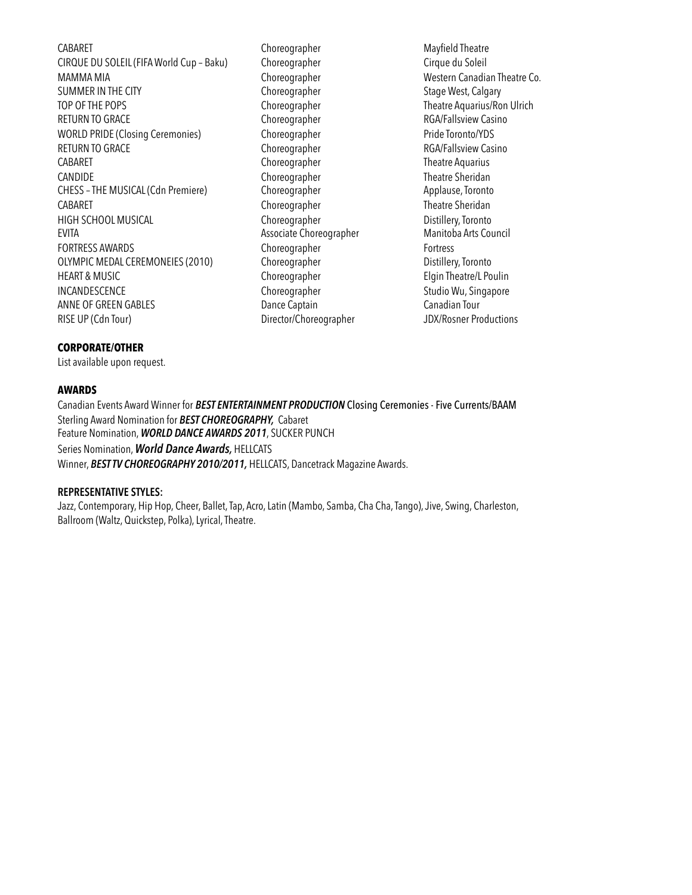| | | |
|---|---|---|
| CABARET | Choreographer | Mayfield Theatre |
| CIRQUE DU SOLEIL (FIFA World Cup – Baku) | Choreographer | Cirque du Soleil |
| MAMMA MIA | Choreographer | Western Canadian Theatre Co. |
| SUMMER IN THE CITY | Choreographer | Stage West, Calgary |
| TOP OF THE POPS | Choreographer | Theatre Aquarius/Ron Ulrich |
| RETURN TO GRACE | Choreographer | RGA/Fallsview Casino |
| WORLD PRIDE (Closing Ceremonies) | Choreographer | Pride Toronto/YDS |
| RETURN TO GRACE | Choreographer | RGA/Fallsview Casino |
| CABARET | Choreographer | Theatre Aquarius |
| CANDIDE | Choreographer | Theatre Sheridan |
| CHESS – THE MUSICAL (Cdn Premiere) | Choreographer | Applause, Toronto |
| CABARET | Choreographer | Theatre Sheridan |
| HIGH SCHOOL MUSICAL | Choreographer | Distillery, Toronto |
| EVITA | Associate Choreographer | Manitoba Arts Council |
| FORTRESS AWARDS | Choreographer | Fortress |
| OLYMPIC MEDAL CEREMONEIES (2010) | Choreographer | Distillery, Toronto |
| HEART & MUSIC | Choreographer | Elgin Theatre/L Poulin |
| INCANDESCENCE | Choreographer | Studio Wu, Singapore |
| ANNE OF GREEN GABLES | Dance Captain | Canadian Tour |
| RISE UP (Cdn Tour) | Director/Choreographer | JDX/Rosner Productions |

**CORPORATE/OTHER**

List available upon request.

**AWARDS**

Canadian Events Award Winner for ***BEST ENTERTAINMENT PRODUCTION*** Closing Ceremonies - Five Currents/BAAM
Sterling Award Nomination for ***BEST CHOREOGRAPHY,*** Cabaret
Feature Nomination, ***WORLD DANCE AWARDS 2011***, SUCKER PUNCH
Series Nomination, ***World Dance Awards,*** HELLCATS
Winner, ***BEST TV CHOREOGRAPHY 2010/2011,*** HELLCATS, Dancetrack Magazine Awards.

**REPRESENTATIVE STYLES:**

Jazz, Contemporary, Hip Hop, Cheer, Ballet, Tap, Acro, Latin (Mambo, Samba, Cha Cha, Tango), Jive, Swing, Charleston, Ballroom (Waltz, Quickstep, Polka), Lyrical, Theatre.